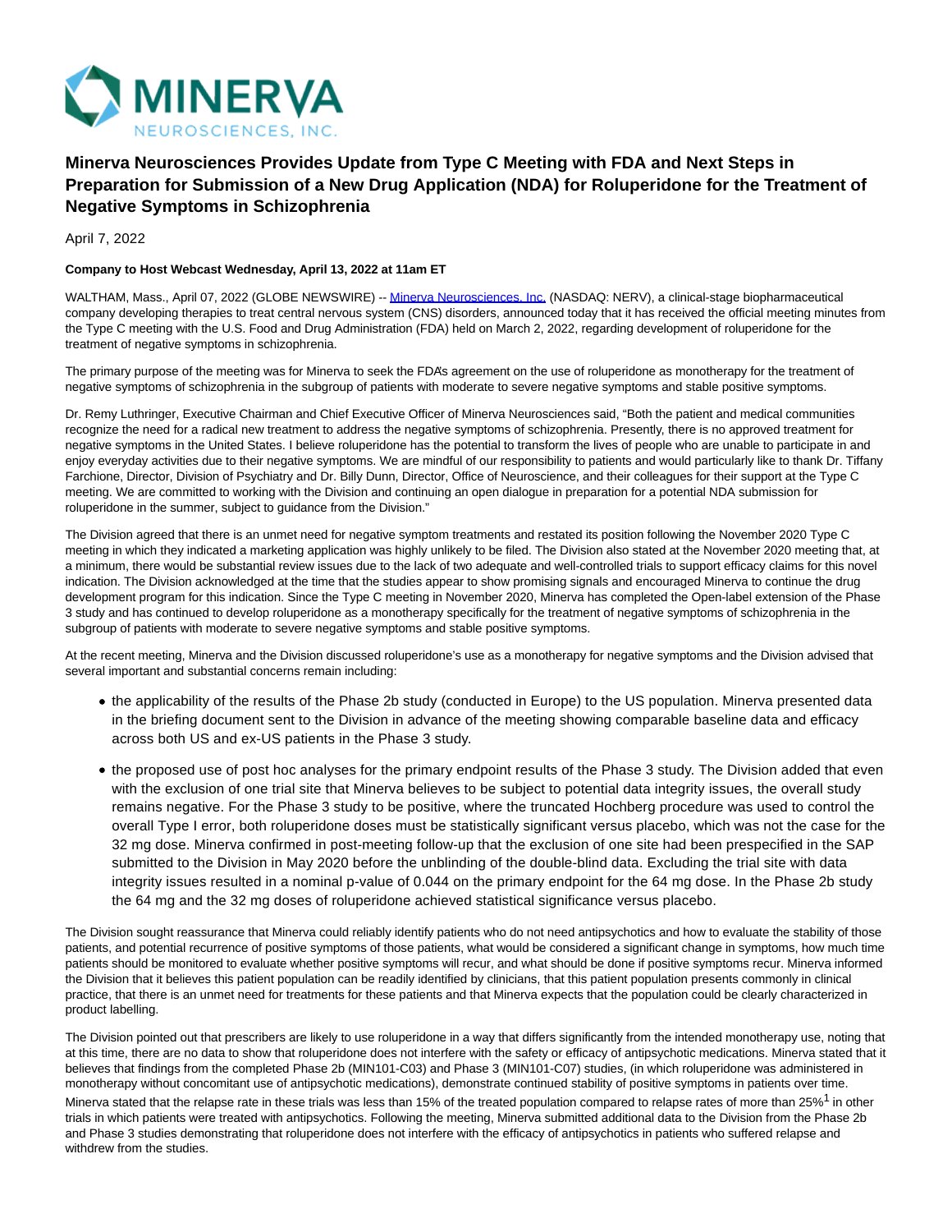MINERVA NEUROSCIENCES, INC.

# Minerva Neurosciences Provides Update from Type C Meeting with FDA and Next Steps in Preparation for Submission of a New Drug Application (NDA) for Roluperidone for the Treatment of Negative Symptoms in Schizophrenia

April 7, 2022

**Company to Host Webcast Wednesday, April 13, 2022 at 11am ET**

WALTHAM, Mass., April 07, 2022 (GLOBE NEWSWIRE) -- Minerva Neurosciences, Inc. (NASDAQ: NERV), a clinical-stage biopharmaceutical company developing therapies to treat central nervous system (CNS) disorders, announced today that it has received the official meeting minutes from the Type C meeting with the U.S. Food and Drug Administration (FDA) held on March 2, 2022, regarding development of roluperidone for the treatment of negative symptoms in schizophrenia.

The primary purpose of the meeting was for Minerva to seek the FDA's agreement on the use of roluperidone as monotherapy for the treatment of negative symptoms of schizophrenia in the subgroup of patients with moderate to severe negative symptoms and stable positive symptoms.

Dr. Remy Luthringer, Executive Chairman and Chief Executive Officer of Minerva Neurosciences said, "Both the patient and medical communities recognize the need for a radical new treatment to address the negative symptoms of schizophrenia. Presently, there is no approved treatment for negative symptoms in the United States. I believe roluperidone has the potential to transform the lives of people who are unable to participate in and enjoy everyday activities due to their negative symptoms. We are mindful of our responsibility to patients and would particularly like to thank Dr. Tiffany Farchione, Director, Division of Psychiatry and Dr. Billy Dunn, Director, Office of Neuroscience, and their colleagues for their support at the Type C meeting. We are committed to working with the Division and continuing an open dialogue in preparation for a potential NDA submission for roluperidone in the summer, subject to guidance from the Division."

The Division agreed that there is an unmet need for negative symptom treatments and restated its position following the November 2020 Type C meeting in which they indicated a marketing application was highly unlikely to be filed. The Division also stated at the November 2020 meeting that, at a minimum, there would be substantial review issues due to the lack of two adequate and well-controlled trials to support efficacy claims for this novel indication. The Division acknowledged at the time that the studies appear to show promising signals and encouraged Minerva to continue the drug development program for this indication. Since the Type C meeting in November 2020, Minerva has completed the Open-label extension of the Phase 3 study and has continued to develop roluperidone as a monotherapy specifically for the treatment of negative symptoms of schizophrenia in the subgroup of patients with moderate to severe negative symptoms and stable positive symptoms.

At the recent meeting, Minerva and the Division discussed roluperidone's use as a monotherapy for negative symptoms and the Division advised that several important and substantial concerns remain including:

- the applicability of the results of the Phase 2b study (conducted in Europe) to the US population. Minerva presented data in the briefing document sent to the Division in advance of the meeting showing comparable baseline data and efficacy across both US and ex-US patients in the Phase 3 study.
- the proposed use of post hoc analyses for the primary endpoint results of the Phase 3 study. The Division added that even with the exclusion of one trial site that Minerva believes to be subject to potential data integrity issues, the overall study remains negative. For the Phase 3 study to be positive, where the truncated Hochberg procedure was used to control the overall Type I error, both roluperidone doses must be statistically significant versus placebo, which was not the case for the 32 mg dose. Minerva confirmed in post-meeting follow-up that the exclusion of one site had been prespecified in the SAP submitted to the Division in May 2020 before the unblinding of the double-blind data. Excluding the trial site with data integrity issues resulted in a nominal p-value of 0.044 on the primary endpoint for the 64 mg dose. In the Phase 2b study the 64 mg and the 32 mg doses of roluperidone achieved statistical significance versus placebo.

The Division sought reassurance that Minerva could reliably identify patients who do not need antipsychotics and how to evaluate the stability of those patients, and potential recurrence of positive symptoms of those patients, what would be considered a significant change in symptoms, how much time patients should be monitored to evaluate whether positive symptoms will recur, and what should be done if positive symptoms recur. Minerva informed the Division that it believes this patient population can be readily identified by clinicians, that this patient population presents commonly in clinical practice, that there is an unmet need for treatments for these patients and that Minerva expects that the population could be clearly characterized in product labelling.

The Division pointed out that prescribers are likely to use roluperidone in a way that differs significantly from the intended monotherapy use, noting that at this time, there are no data to show that roluperidone does not interfere with the safety or efficacy of antipsychotic medications. Minerva stated that it believes that findings from the completed Phase 2b (MIN101-C03) and Phase 3 (MIN101-C07) studies, (in which roluperidone was administered in monotherapy without concomitant use of antipsychotic medications), demonstrate continued stability of positive symptoms in patients over time. Minerva stated that the relapse rate in these trials was less than 15% of the treated population compared to relapse rates of more than 25%[1] in other trials in which patients were treated with antipsychotics. Following the meeting, Minerva submitted additional data to the Division from the Phase 2b and Phase 3 studies demonstrating that roluperidone does not interfere with the efficacy of antipsychotics in patients who suffered relapse and withdrew from the studies.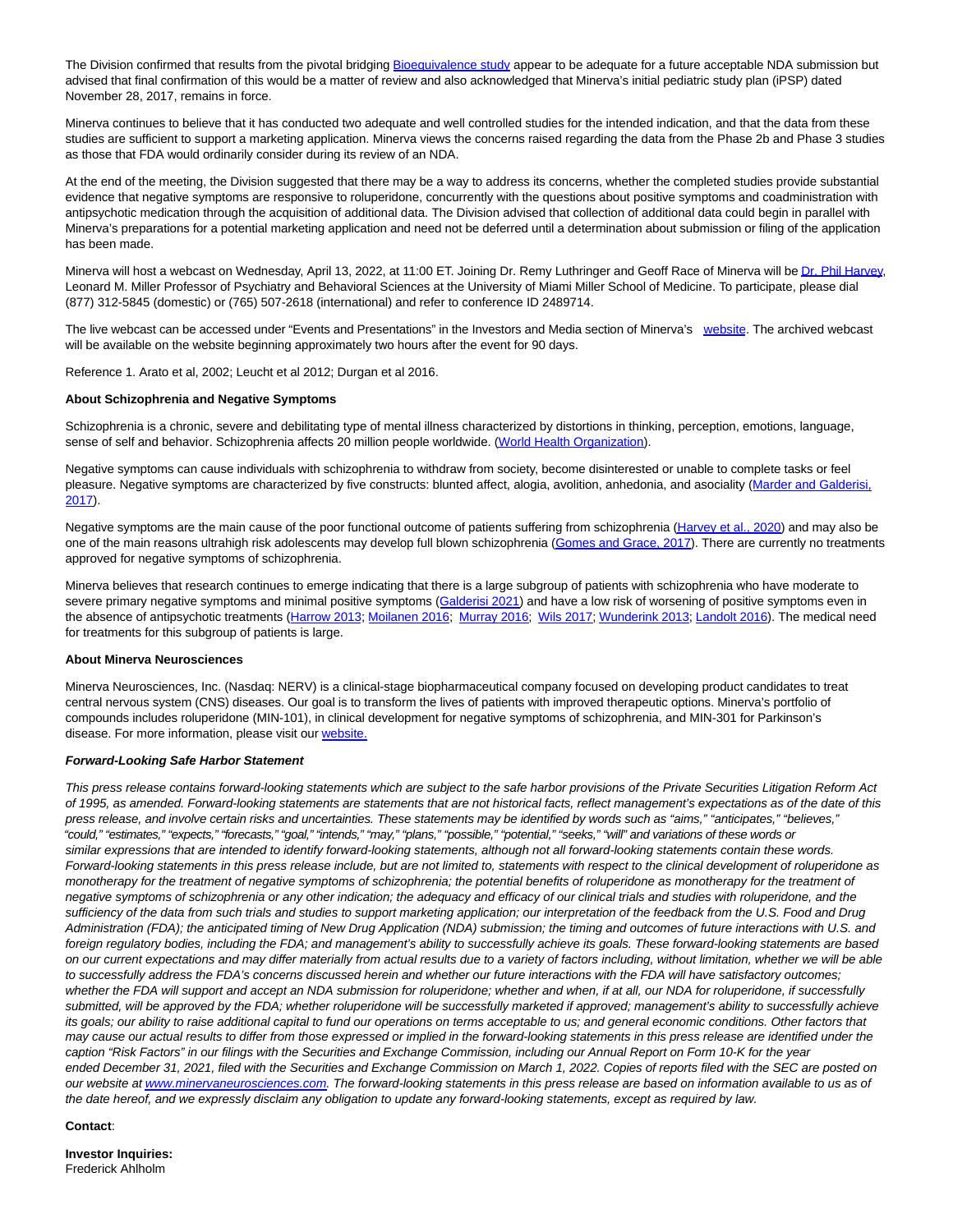The Division confirmed that results from the pivotal bridging Bioequivalence study appear to be adequate for a future acceptable NDA submission but advised that final confirmation of this would be a matter of review and also acknowledged that Minerva's initial pediatric study plan (iPSP) dated November 28, 2017, remains in force.

Minerva continues to believe that it has conducted two adequate and well controlled studies for the intended indication, and that the data from these studies are sufficient to support a marketing application. Minerva views the concerns raised regarding the data from the Phase 2b and Phase 3 studies as those that FDA would ordinarily consider during its review of an NDA.

At the end of the meeting, the Division suggested that there may be a way to address its concerns, whether the completed studies provide substantial evidence that negative symptoms are responsive to roluperidone, concurrently with the questions about positive symptoms and coadministration with antipsychotic medication through the acquisition of additional data. The Division advised that collection of additional data could begin in parallel with Minerva's preparations for a potential marketing application and need not be deferred until a determination about submission or filing of the application has been made.

Minerva will host a webcast on Wednesday, April 13, 2022, at 11:00 ET. Joining Dr. Remy Luthringer and Geoff Race of Minerva will be Dr. Phil Harvey, Leonard M. Miller Professor of Psychiatry and Behavioral Sciences at the University of Miami Miller School of Medicine. To participate, please dial (877) 312-5845 (domestic) or (765) 507-2618 (international) and refer to conference ID 2489714.

The live webcast can be accessed under "Events and Presentations" in the Investors and Media section of Minerva's website. The archived webcast will be available on the website beginning approximately two hours after the event for 90 days.

Reference 1. Arato et al, 2002; Leucht et al 2012; Durgan et al 2016.

**About Schizophrenia and Negative Symptoms**

Schizophrenia is a chronic, severe and debilitating type of mental illness characterized by distortions in thinking, perception, emotions, language, sense of self and behavior. Schizophrenia affects 20 million people worldwide. (World Health Organization).

Negative symptoms can cause individuals with schizophrenia to withdraw from society, become disinterested or unable to complete tasks or feel pleasure. Negative symptoms are characterized by five constructs: blunted affect, alogia, avolition, anhedonia, and asociality (Marder and Galderisi, 2017).

Negative symptoms are the main cause of the poor functional outcome of patients suffering from schizophrenia (Harvey et al., 2020) and may also be one of the main reasons ultrahigh risk adolescents may develop full blown schizophrenia (Gomes and Grace, 2017). There are currently no treatments approved for negative symptoms of schizophrenia.

Minerva believes that research continues to emerge indicating that there is a large subgroup of patients with schizophrenia who have moderate to severe primary negative symptoms and minimal positive symptoms (Galderisi 2021) and have a low risk of worsening of positive symptoms even in the absence of antipsychotic treatments (Harrow 2013; Moilanen 2016; Murray 2016; Wils 2017; Wunderink 2013; Landolt 2016). The medical need for treatments for this subgroup of patients is large.

**About Minerva Neurosciences**

Minerva Neurosciences, Inc. (Nasdaq: NERV) is a clinical-stage biopharmaceutical company focused on developing product candidates to treat central nervous system (CNS) diseases. Our goal is to transform the lives of patients with improved therapeutic options. Minerva's portfolio of compounds includes roluperidone (MIN-101), in clinical development for negative symptoms of schizophrenia, and MIN-301 for Parkinson's disease. For more information, please visit our website.

***Forward-Looking Safe Harbor Statement***

*This press release contains forward-looking statements which are subject to the safe harbor provisions of the Private Securities Litigation Reform Act of 1995, as amended. Forward-looking statements are statements that are not historical facts, reflect management's expectations as of the date of this press release, and involve certain risks and uncertainties. These statements may be identified by words such as "aims," "anticipates," "believes," "could," "estimates," "expects," "forecasts," "goal," "intends," "may," "plans," "possible," "potential," "seeks," "will" and variations of these words or similar expressions that are intended to identify forward-looking statements, although not all forward-looking statements contain these words. Forward-looking statements in this press release include, but are not limited to, statements with respect to the clinical development of roluperidone as monotherapy for the treatment of negative symptoms of schizophrenia; the potential benefits of roluperidone as monotherapy for the treatment of negative symptoms of schizophrenia or any other indication; the adequacy and efficacy of our clinical trials and studies with roluperidone, and the sufficiency of the data from such trials and studies to support marketing application; our interpretation of the feedback from the U.S. Food and Drug Administration (FDA); the anticipated timing of New Drug Application (NDA) submission; the timing and outcomes of future interactions with U.S. and foreign regulatory bodies, including the FDA; and management's ability to successfully achieve its goals. These forward-looking statements are based on our current expectations and may differ materially from actual results due to a variety of factors including, without limitation, whether we will be able to successfully address the FDA's concerns discussed herein and whether our future interactions with the FDA will have satisfactory outcomes; whether the FDA will support and accept an NDA submission for roluperidone; whether and when, if at all, our NDA for roluperidone, if successfully submitted, will be approved by the FDA; whether roluperidone will be successfully marketed if approved; management's ability to successfully achieve its goals; our ability to raise additional capital to fund our operations on terms acceptable to us; and general economic conditions. Other factors that may cause our actual results to differ from those expressed or implied in the forward-looking statements in this press release are identified under the caption "Risk Factors" in our filings with the Securities and Exchange Commission, including our Annual Report on Form 10-K for the year ended December 31, 2021, filed with the Securities and Exchange Commission on March 1, 2022. Copies of reports filed with the SEC are posted on our website at www.minervaneurosciences.com. The forward-looking statements in this press release are based on information available to us as of the date hereof, and we expressly disclaim any obligation to update any forward-looking statements, except as required by law.*

**Contact**:

**Investor Inquiries:**
Frederick Ahlholm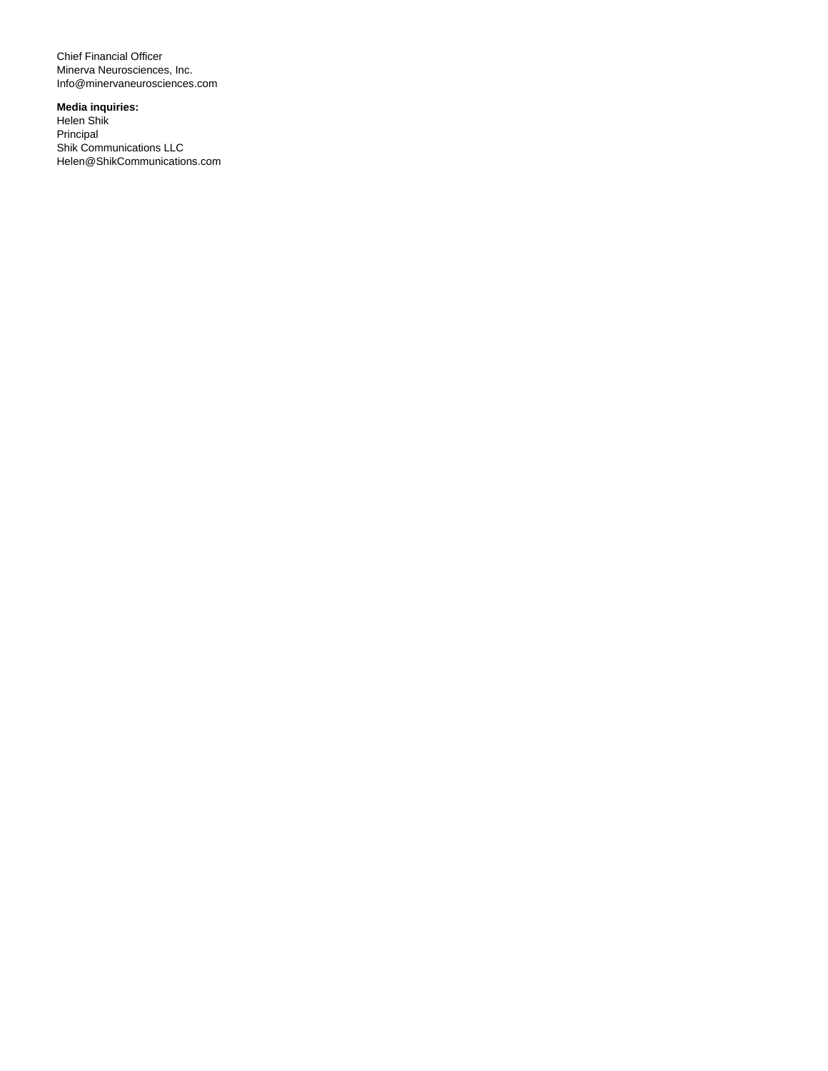Chief Financial Officer
Minerva Neurosciences, Inc.
Info@minervaneurosciences.com

**Media inquiries:**
Helen Shik
Principal
Shik Communications LLC
Helen@ShikCommunications.com